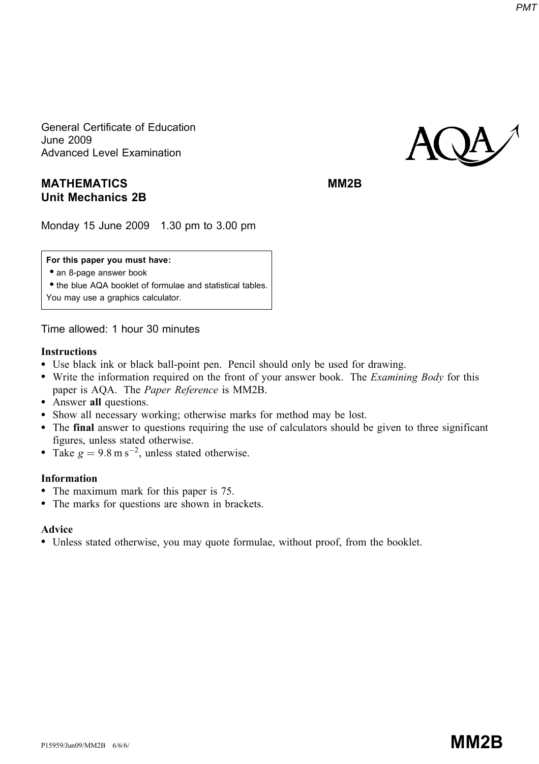General Certificate of Education
June 2009
Advanced Level Examination

**MATHEMATICS** **MM2B**
**Unit Mechanics 2B**

Monday 15 June 2009 1.30 pm to 3.00 pm

**For this paper you must have:**
- an 8-page answer book
- the blue AQA booklet of formulae and statistical tables.

You may use a graphics calculator.

Time allowed: 1 hour 30 minutes

**Instructions**
- Use black ink or black ball-point pen. Pencil should only be used for drawing.
- Write the information required on the front of your answer book. The *Examining Body* for this paper is AQA. The *Paper Reference* is MM2B.
- Answer **all** questions.
- Show all necessary working; otherwise marks for method may be lost.
- The **final** answer to questions requiring the use of calculators should be given to three significant figures, unless stated otherwise.
- Take $g = 9.8\text{ m s}^{-2}$, unless stated otherwise.

**Information**
- The maximum mark for this paper is 75.
- The marks for questions are shown in brackets.

**Advice**
- Unless stated otherwise, you may quote formulae, without proof, from the booklet.

P15959/Jun09/MM2B 6/6/6/ **MM2B**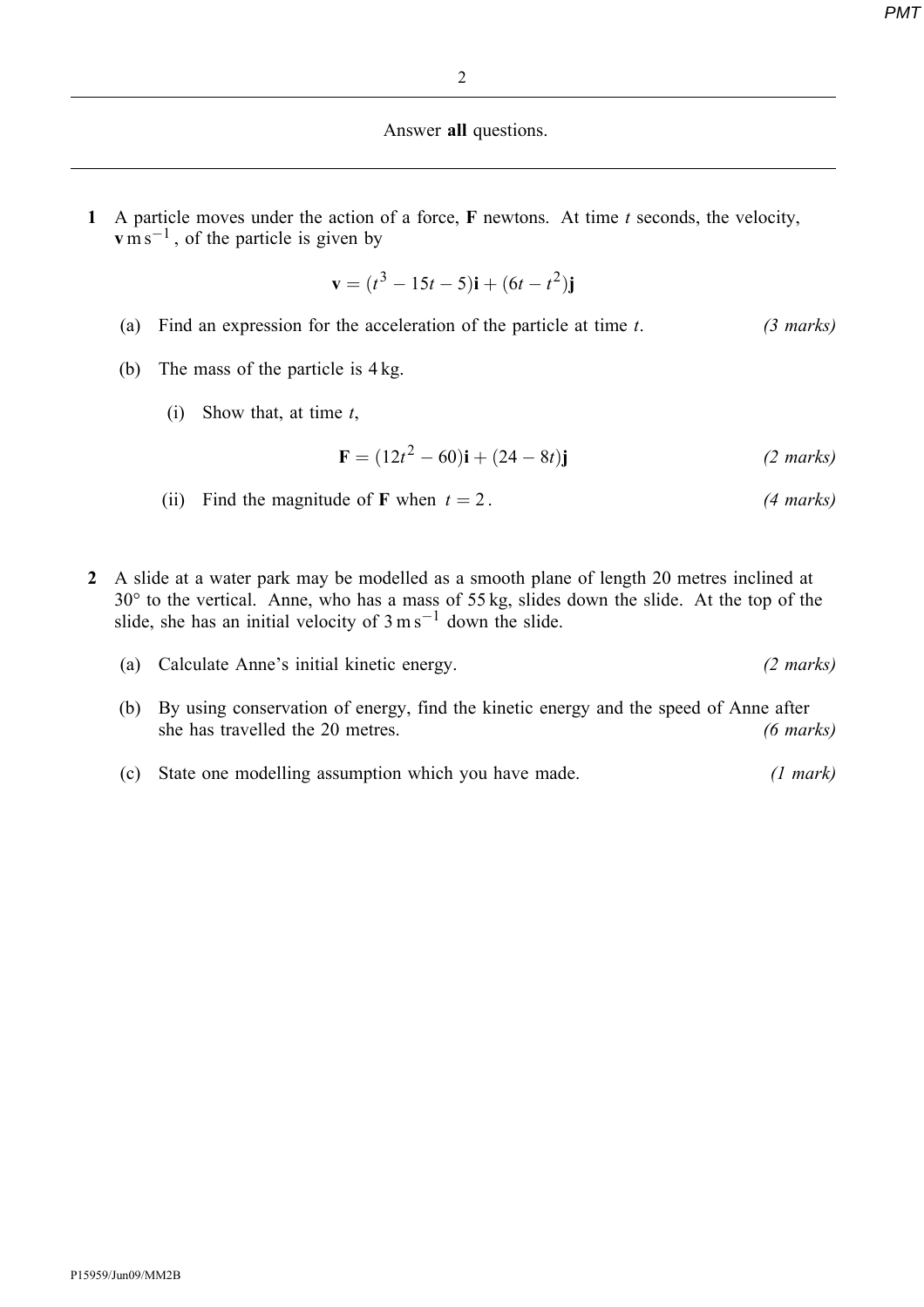Answer **all** questions.

---

**1** A particle moves under the action of a force, $\mathbf{F}$ newtons. At time $t$ seconds, the velocity, $\mathbf{v}\,\text{m}\,\text{s}^{-1}$, of the particle is given by

$$\mathbf{v} = (t^3 - 15t - 5)\mathbf{i} + (6t - t^2)\mathbf{j}$$

(a) Find an expression for the acceleration of the particle at time $t$. *(3 marks)*

(b) The mass of the particle is 4 kg.

(i) Show that, at time $t$,

$$\mathbf{F} = (12t^2 - 60)\mathbf{i} + (24 - 8t)\mathbf{j}$$ *(2 marks)*

(ii) Find the magnitude of $\mathbf{F}$ when $t = 2$. *(4 marks)*

**2** A slide at a water park may be modelled as a smooth plane of length 20 metres inclined at 30° to the vertical. Anne, who has a mass of 55 kg, slides down the slide. At the top of the slide, she has an initial velocity of $3\,\text{m}\,\text{s}^{-1}$ down the slide.

(a) Calculate Anne's initial kinetic energy. *(2 marks)*

(b) By using conservation of energy, find the kinetic energy and the speed of Anne after she has travelled the 20 metres. *(6 marks)*

(c) State one modelling assumption which you have made. *(1 mark)*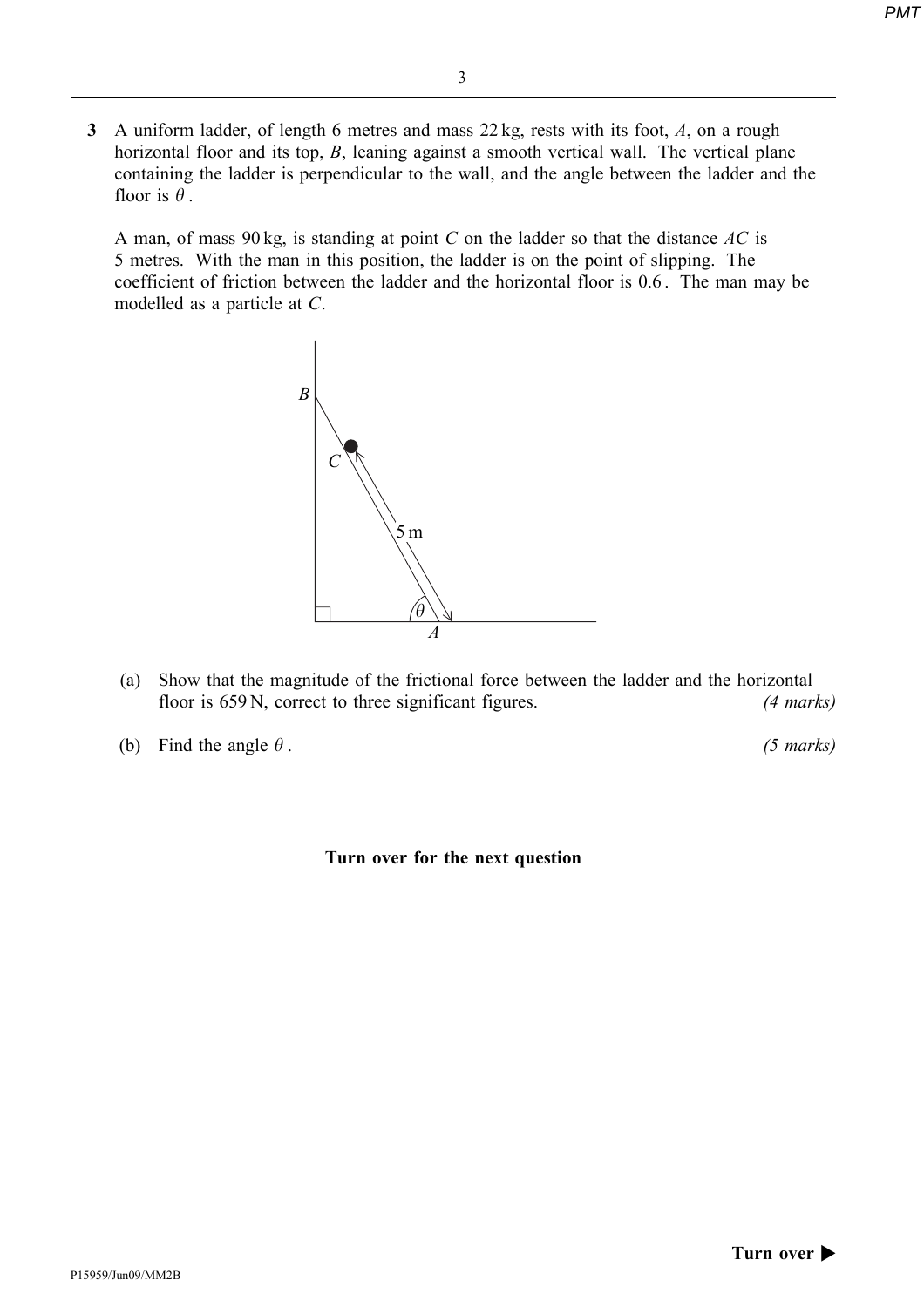**3** A uniform ladder, of length 6 metres and mass 22 kg, rests with its foot, $A$, on a rough horizontal floor and its top, $B$, leaning against a smooth vertical wall. The vertical plane containing the ladder is perpendicular to the wall, and the angle between the ladder and the floor is $\theta$.

A man, of mass 90 kg, is standing at point $C$ on the ladder so that the distance $AC$ is 5 metres. With the man in this position, the ladder is on the point of slipping. The coefficient of friction between the ladder and the horizontal floor is 0.6. The man may be modelled as a particle at $C$.

(a) Show that the magnitude of the frictional force between the ladder and the horizontal floor is 659 N, correct to three significant figures. *(4 marks)*

(b) Find the angle $\theta$. *(5 marks)*

**Turn over for the next question**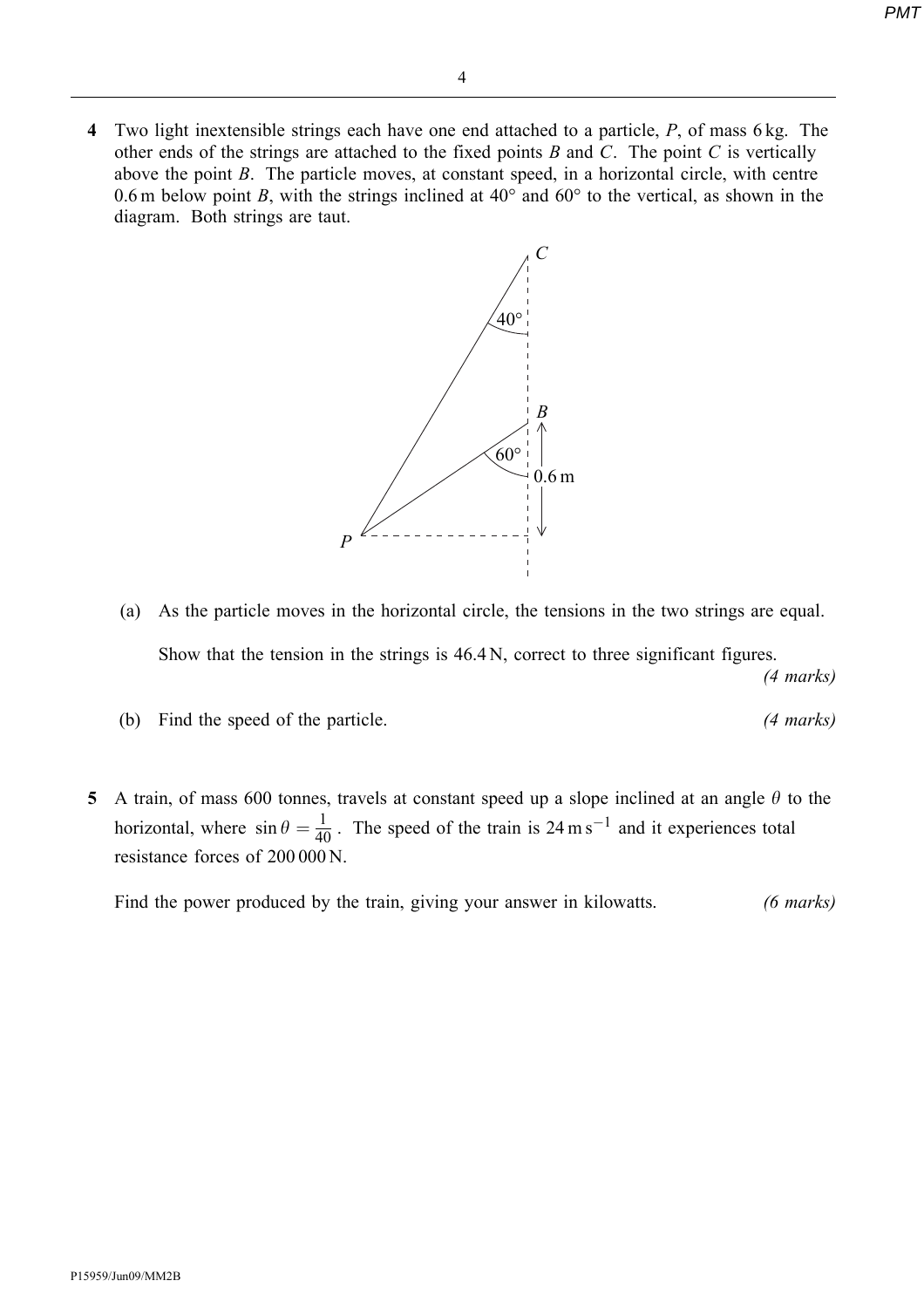**4** Two light inextensible strings each have one end attached to a particle, $P$, of mass 6 kg. The other ends of the strings are attached to the fixed points $B$ and $C$. The point $C$ is vertically above the point $B$. The particle moves, at constant speed, in a horizontal circle, with centre 0.6 m below point $B$, with the strings inclined at $40°$ and $60°$ to the vertical, as shown in the diagram. Both strings are taut.

(a) As the particle moves in the horizontal circle, the tensions in the two strings are equal.

Show that the tension in the strings is 46.4 N, correct to three significant figures. *(4 marks)*

(b) Find the speed of the particle. *(4 marks)*

**5** A train, of mass 600 tonnes, travels at constant speed up a slope inclined at an angle $\theta$ to the horizontal, where $\sin\theta = \frac{1}{40}$. The speed of the train is $24\,\text{m}\,\text{s}^{-1}$ and it experiences total resistance forces of 200 000 N.

Find the power produced by the train, giving your answer in kilowatts. *(6 marks)*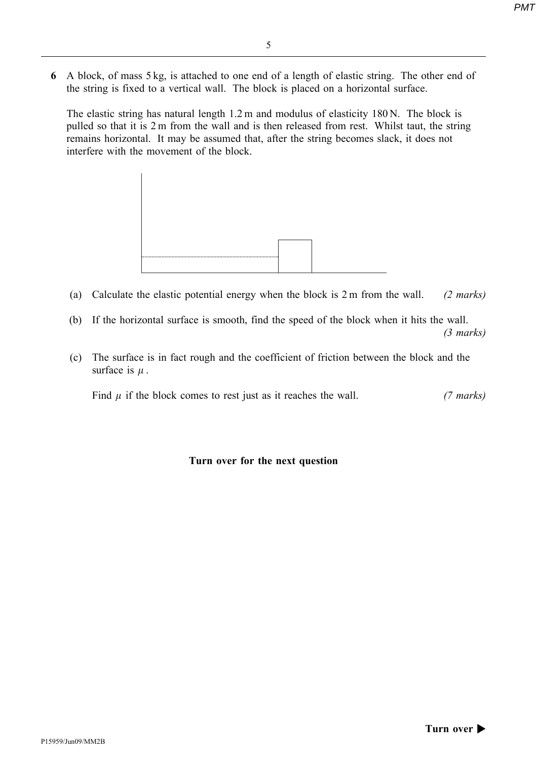**6** A block, of mass 5 kg, is attached to one end of a length of elastic string. The other end of the string is fixed to a vertical wall. The block is placed on a horizontal surface.

The elastic string has natural length 1.2 m and modulus of elasticity 180 N. The block is pulled so that it is 2 m from the wall and is then released from rest. Whilst taut, the string remains horizontal. It may be assumed that, after the string becomes slack, it does not interfere with the movement of the block.

(a) Calculate the elastic potential energy when the block is 2 m from the wall. *(2 marks)*

(b) If the horizontal surface is smooth, find the speed of the block when it hits the wall. *(3 marks)*

(c) The surface is in fact rough and the coefficient of friction between the block and the surface is $\mu$.

Find $\mu$ if the block comes to rest just as it reaches the wall. *(7 marks)*

**Turn over for the next question**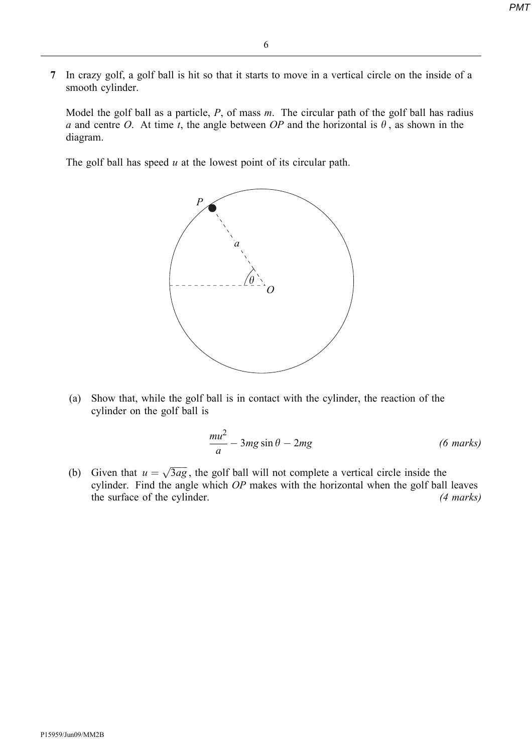**7** In crazy golf, a golf ball is hit so that it starts to move in a vertical circle on the inside of a smooth cylinder.

Model the golf ball as a particle, $P$, of mass $m$. The circular path of the golf ball has radius $a$ and centre $O$. At time $t$, the angle between $OP$ and the horizontal is $\theta$, as shown in the diagram.

The golf ball has speed $u$ at the lowest point of its circular path.

(a) Show that, while the golf ball is in contact with the cylinder, the reaction of the cylinder on the golf ball is

$$\frac{mu^2}{a} - 3mg\sin\theta - 2mg$$

*(6 marks)*

(b) Given that $u = \sqrt{3ag}$, the golf ball will not complete a vertical circle inside the cylinder. Find the angle which $OP$ makes with the horizontal when the golf ball leaves the surface of the cylinder. *(4 marks)*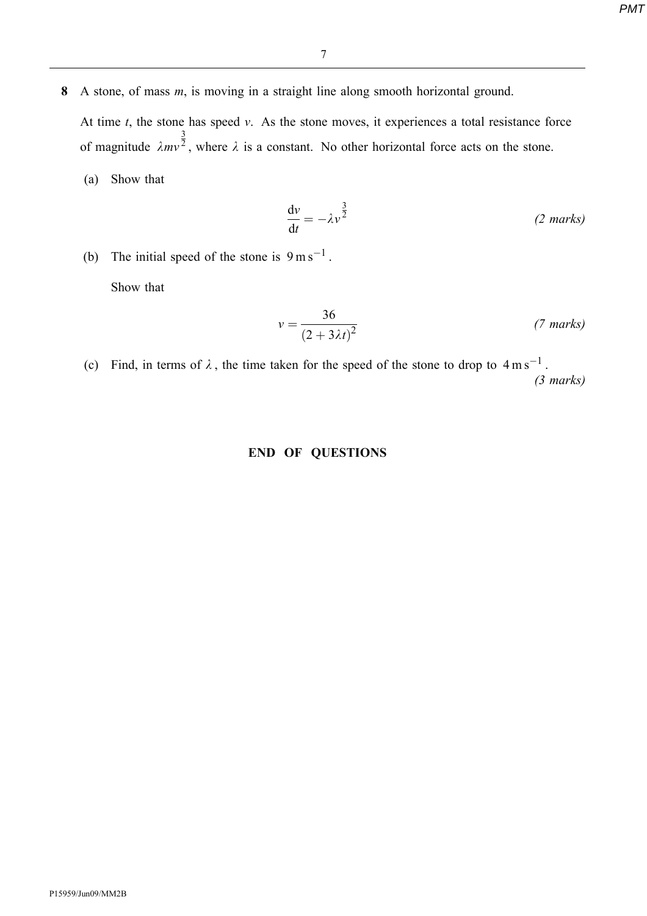**8** A stone, of mass $m$, is moving in a straight line along smooth horizontal ground.

At time $t$, the stone has speed $v$. As the stone moves, it experiences a total resistance force of magnitude $\lambda m v^{\frac{3}{2}}$, where $\lambda$ is a constant. No other horizontal force acts on the stone.

(a) Show that

$$\frac{\mathrm{d}v}{\mathrm{d}t} = -\lambda v^{\frac{3}{2}}$$

*(2 marks)*

(b) The initial speed of the stone is $9\,\mathrm{m\,s^{-1}}$.

Show that

$$v = \frac{36}{(2 + 3\lambda t)^2}$$

*(7 marks)*

(c) Find, in terms of $\lambda$, the time taken for the speed of the stone to drop to $4\,\mathrm{m\,s^{-1}}$.

*(3 marks)*

**END OF QUESTIONS**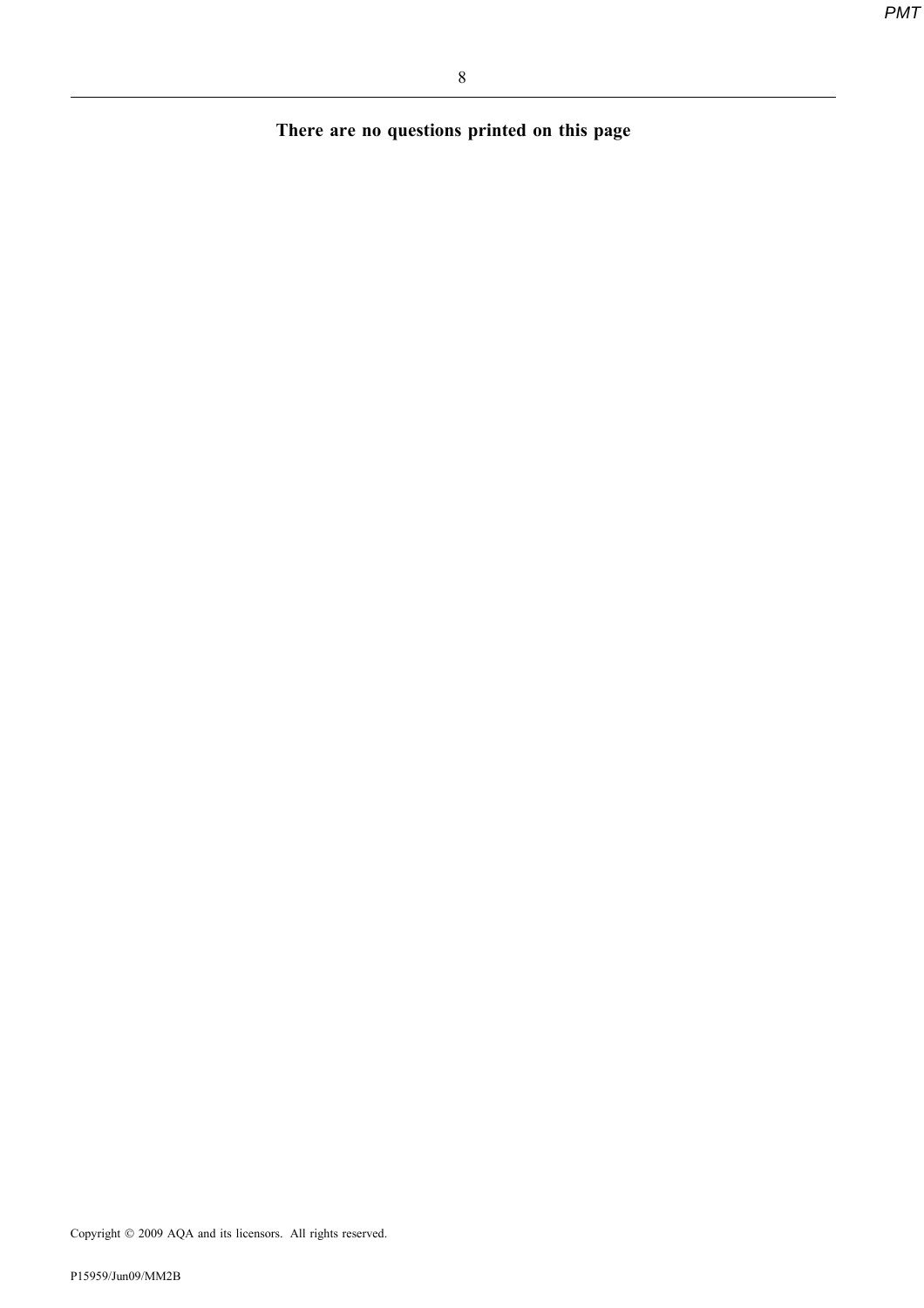**There are no questions printed on this page**

Copyright © 2009 AQA and its licensors. All rights reserved.

P15959/Jun09/MM2B